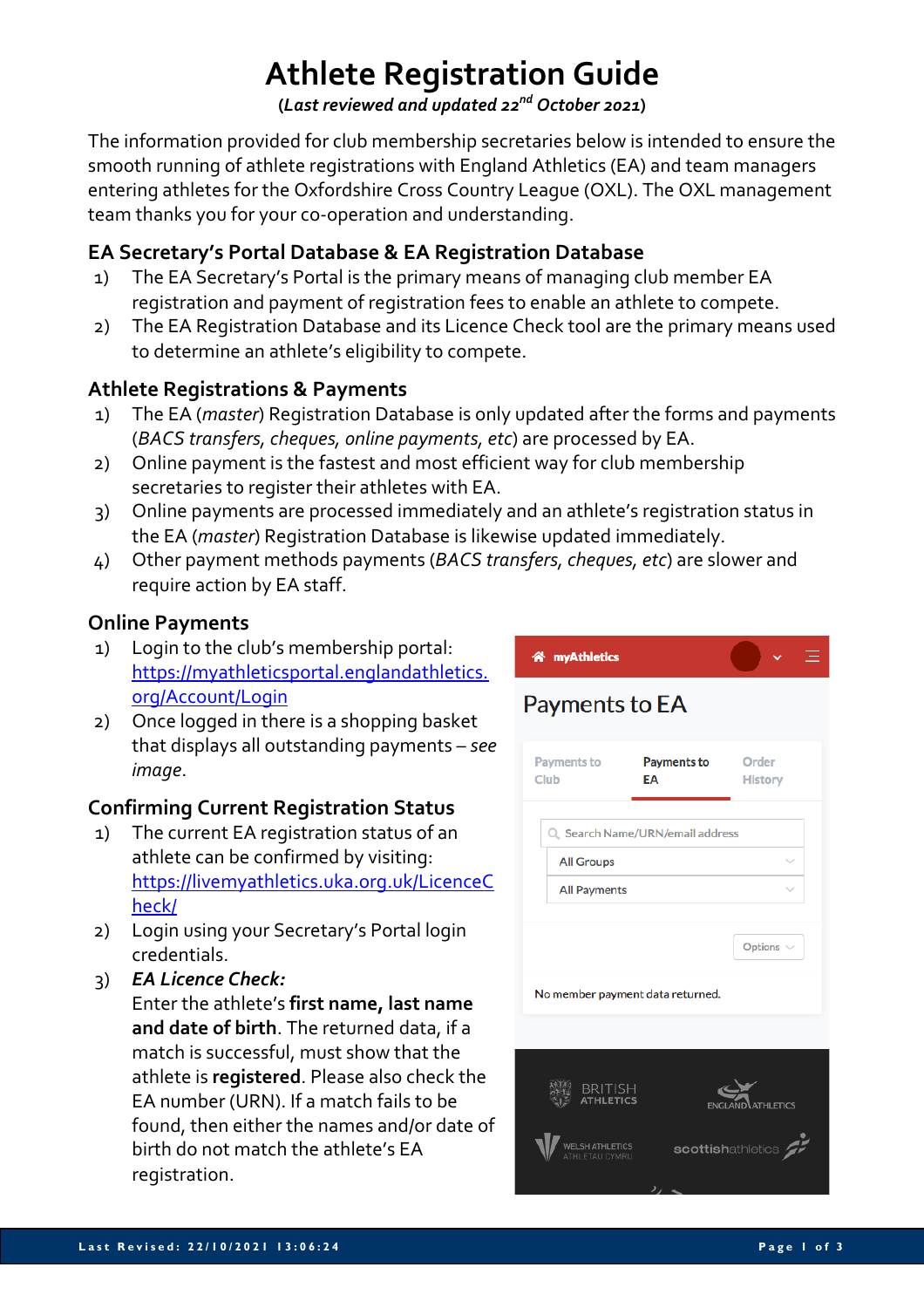# Athlete Registration Guide

(*Last reviewed and updated 22nd October 2021*)

The information provided for club membership secretaries below is intended to ensure the smooth running of athlete registrations with England Athletics (EA) and team managers entering athletes for the Oxfordshire Cross Country League (OXL). The OXL management team thanks you for your co-operation and understanding.

## EA Secretary's Portal Database & EA Registration Database

1) The EA Secretary's Portal is the primary means of managing club member EA registration and payment of registration fees to enable an athlete to compete.
2) The EA Registration Database and its Licence Check tool are the primary means used to determine an athlete's eligibility to compete.

## Athlete Registrations & Payments

1) The EA (*master*) Registration Database is only updated after the forms and payments (*BACS transfers, cheques, online payments, etc*) are processed by EA.
2) Online payment is the fastest and most efficient way for club membership secretaries to register their athletes with EA.
3) Online payments are processed immediately and an athlete's registration status in the EA (*master*) Registration Database is likewise updated immediately.
4) Other payment methods payments (*BACS transfers, cheques, etc*) are slower and require action by EA staff.

## Online Payments

1) Login to the club's membership portal: [https://myathleticsportal.englandathletics.org/Account/Login](https://myathleticsportal.englandathletics.org/Account/Login)
2) Once logged in there is a shopping basket that displays all outstanding payments – *see image*.

## Confirming Current Registration Status

1) The current EA registration status of an athlete can be confirmed by visiting: [https://livemyathletics.uka.org.uk/LicenceCheck/](https://livemyathletics.uka.org.uk/LicenceCheck/)
2) Login using your Secretary's Portal login credentials.
3) ***EA Licence Check:***
   Enter the athlete's **first name, last name and date of birth**. The returned data, if a match is successful, must show that the athlete is **registered**. Please also check the EA number (URN). If a match fails to be found, then either the names and/or date of birth do not match the athlete's EA registration.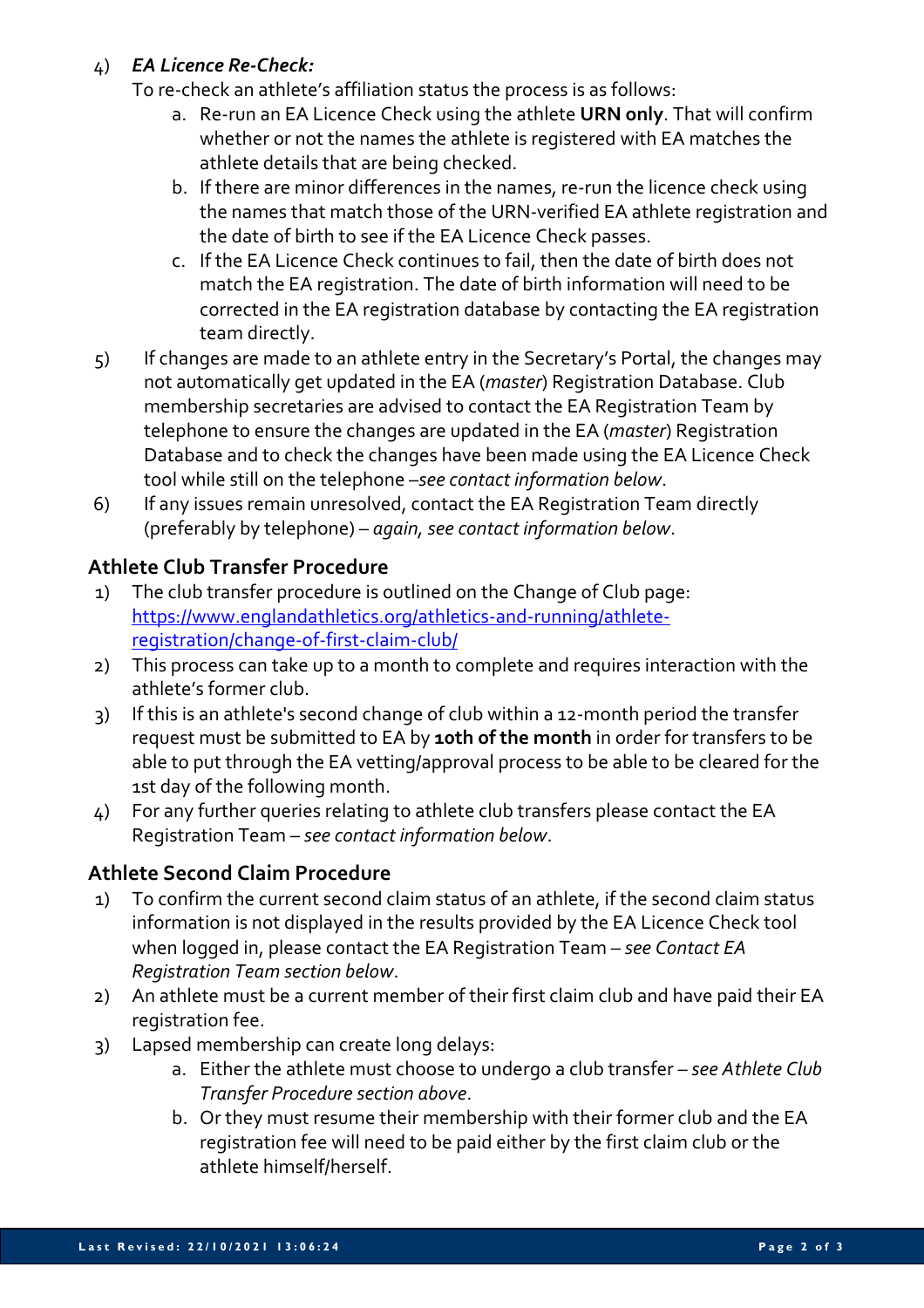4) ***EA Licence Re-Check:***

   To re-check an athlete's affiliation status the process is as follows:

   a. Re-run an EA Licence Check using the athlete **URN only**. That will confirm whether or not the names the athlete is registered with EA matches the athlete details that are being checked.
   b. If there are minor differences in the names, re-run the licence check using the names that match those of the URN-verified EA athlete registration and the date of birth to see if the EA Licence Check passes.
   c. If the EA Licence Check continues to fail, then the date of birth does not match the EA registration. The date of birth information will need to be corrected in the EA registration database by contacting the EA registration team directly.

5) If changes are made to an athlete entry in the Secretary's Portal, the changes may not automatically get updated in the EA (*master*) Registration Database. Club membership secretaries are advised to contact the EA Registration Team by telephone to ensure the changes are updated in the EA (*master*) Registration Database and to check the changes have been made using the EA Licence Check tool while still on the telephone –*see contact information below*.

6) If any issues remain unresolved, contact the EA Registration Team directly (preferably by telephone) – *again, see contact information below*.

## Athlete Club Transfer Procedure

1) The club transfer procedure is outlined on the Change of Club page: [https://www.englandathletics.org/athletics-and-running/athlete-registration/change-of-first-claim-club/](https://www.englandathletics.org/athletics-and-running/athlete-registration/change-of-first-claim-club/)
2) This process can take up to a month to complete and requires interaction with the athlete's former club.
3) If this is an athlete's second change of club within a 12-month period the transfer request must be submitted to EA by **10th of the month** in order for transfers to be able to put through the EA vetting/approval process to be able to be cleared for the 1st day of the following month.
4) For any further queries relating to athlete club transfers please contact the EA Registration Team – *see contact information below*.

## Athlete Second Claim Procedure

1) To confirm the current second claim status of an athlete, if the second claim status information is not displayed in the results provided by the EA Licence Check tool when logged in, please contact the EA Registration Team – *see Contact EA Registration Team section below*.
2) An athlete must be a current member of their first claim club and have paid their EA registration fee.
3) Lapsed membership can create long delays:

   a. Either the athlete must choose to undergo a club transfer – *see Athlete Club Transfer Procedure section above*.
   b. Or they must resume their membership with their former club and the EA registration fee will need to be paid either by the first claim club or the athlete himself/herself.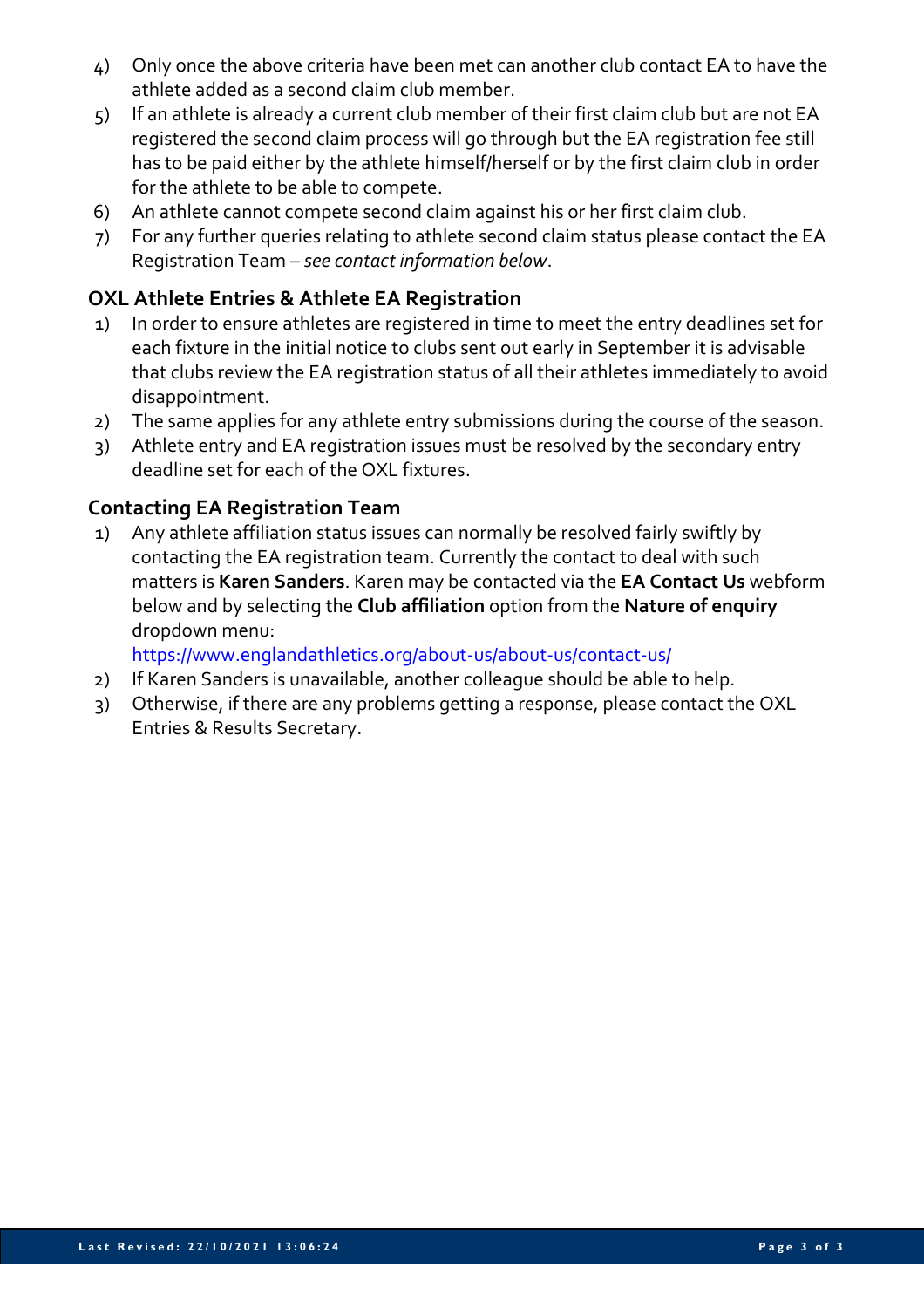4) Only once the above criteria have been met can another club contact EA to have the athlete added as a second claim club member.
5) If an athlete is already a current club member of their first claim club but are not EA registered the second claim process will go through but the EA registration fee still has to be paid either by the athlete himself/herself or by the first claim club in order for the athlete to be able to compete.
6) An athlete cannot compete second claim against his or her first claim club.
7) For any further queries relating to athlete second claim status please contact the EA Registration Team – *see contact information below*.

### OXL Athlete Entries & Athlete EA Registration

1) In order to ensure athletes are registered in time to meet the entry deadlines set for each fixture in the initial notice to clubs sent out early in September it is advisable that clubs review the EA registration status of all their athletes immediately to avoid disappointment.
2) The same applies for any athlete entry submissions during the course of the season.
3) Athlete entry and EA registration issues must be resolved by the secondary entry deadline set for each of the OXL fixtures.

### Contacting EA Registration Team

1) Any athlete affiliation status issues can normally be resolved fairly swiftly by contacting the EA registration team. Currently the contact to deal with such matters is **Karen Sanders**. Karen may be contacted via the **EA Contact Us** webform below and by selecting the **Club affiliation** option from the **Nature of enquiry** dropdown menu:
   https://www.englandathletics.org/about-us/about-us/contact-us/
2) If Karen Sanders is unavailable, another colleague should be able to help.
3) Otherwise, if there are any problems getting a response, please contact the OXL Entries & Results Secretary.

Last Revised: 22/10/2021 13:06:24